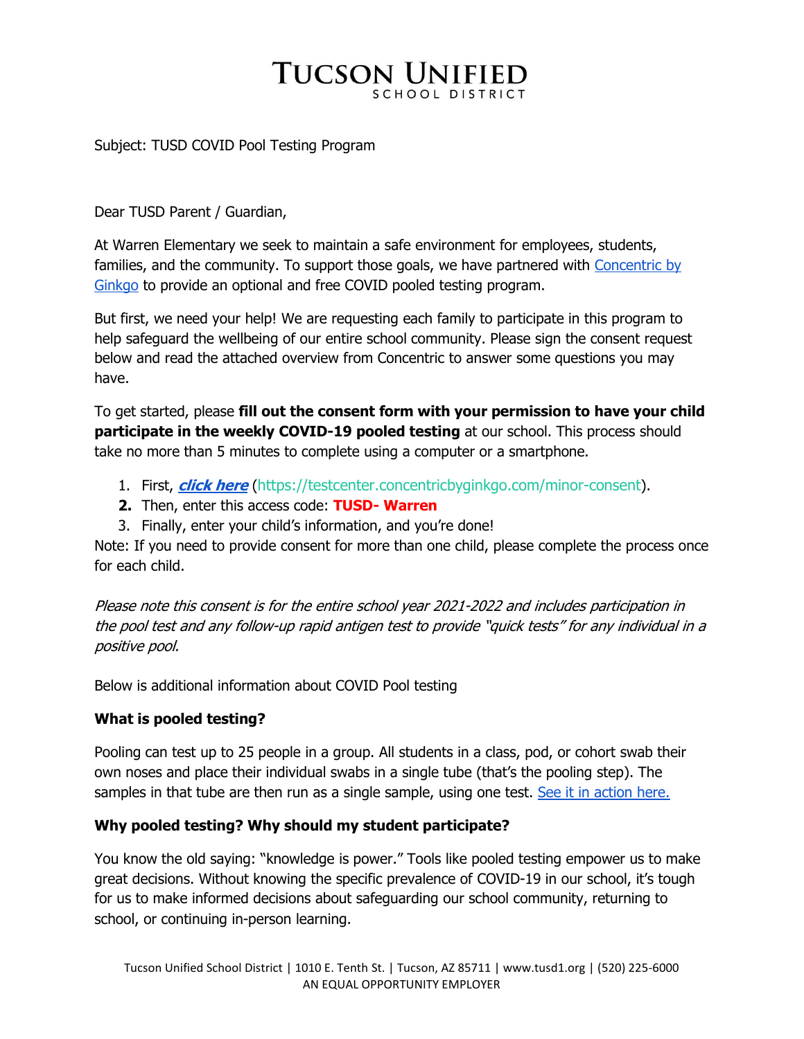# TUCSON UNIFIED SCHOOL DISTRICT

Subject: TUSD COVID Pool Testing Program

Dear TUSD Parent / Guardian,

At Warren Elementary we seek to maintain a safe environment for employees, students, families, and the community. To support those goals, we have partnered with Concentric by Ginkgo to provide an optional and free COVID pooled testing program.

But first, we need your help! We are requesting each family to participate in this program to help safeguard the wellbeing of our entire school community. Please sign the consent request below and read the attached overview from Concentric to answer some questions you may have.

To get started, please **fill out the consent form with your permission to have your child participate in the weekly COVID-19 pooled testing** at our school. This process should take no more than 5 minutes to complete using a computer or a smartphone.

1. First, ***click here*** (https://testcenter.concentricbyginkgo.com/minor-consent).
2. Then, enter this access code: **TUSD- Warren**
3. Finally, enter your child's information, and you're done!

Note: If you need to provide consent for more than one child, please complete the process once for each child.

*Please note this consent is for the entire school year 2021-2022 and includes participation in the pool test and any follow-up rapid antigen test to provide "quick tests" for any individual in a positive pool.*

Below is additional information about COVID Pool testing

**What is pooled testing?**

Pooling can test up to 25 people in a group. All students in a class, pod, or cohort swab their own noses and place their individual swabs in a single tube (that's the pooling step). The samples in that tube are then run as a single sample, using one test. See it in action here.

**Why pooled testing? Why should my student participate?**

You know the old saying: "knowledge is power." Tools like pooled testing empower us to make great decisions. Without knowing the specific prevalence of COVID-19 in our school, it's tough for us to make informed decisions about safeguarding our school community, returning to school, or continuing in-person learning.

Tucson Unified School District | 1010 E. Tenth St. | Tucson, AZ 85711 | www.tusd1.org | (520) 225-6000
AN EQUAL OPPORTUNITY EMPLOYER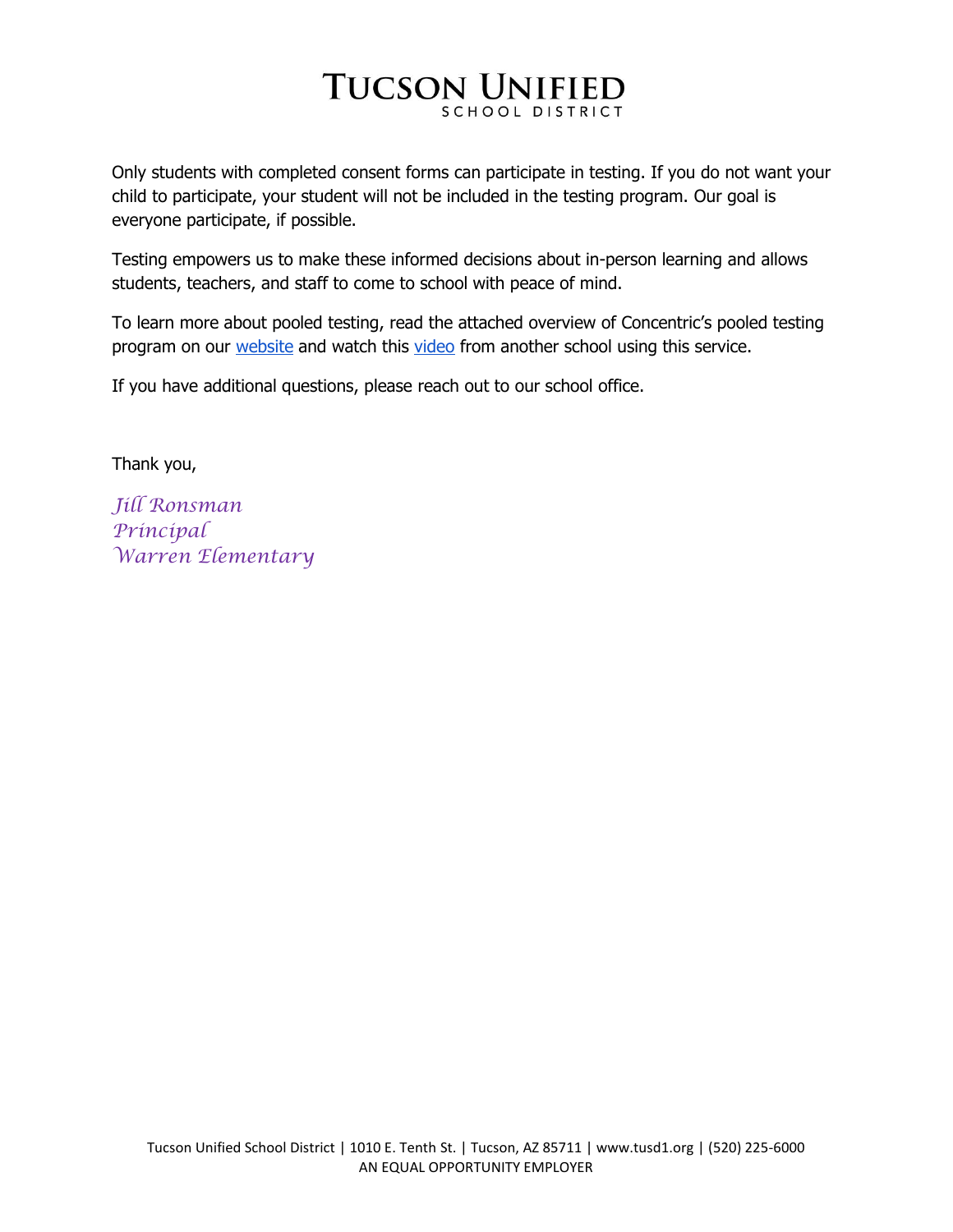Only students with completed consent forms can participate in testing. If you do not want your child to participate, your student will not be included in the testing program. Our goal is everyone participate, if possible.

Testing empowers us to make these informed decisions about in-person learning and allows students, teachers, and staff to come to school with peace of mind.

To learn more about pooled testing, read the attached overview of Concentric's pooled testing program on our website and watch this video from another school using this service.

If you have additional questions, please reach out to our school office.

Thank you,

*Jill Ronsman*
*Principal*
*Warren Elementary*